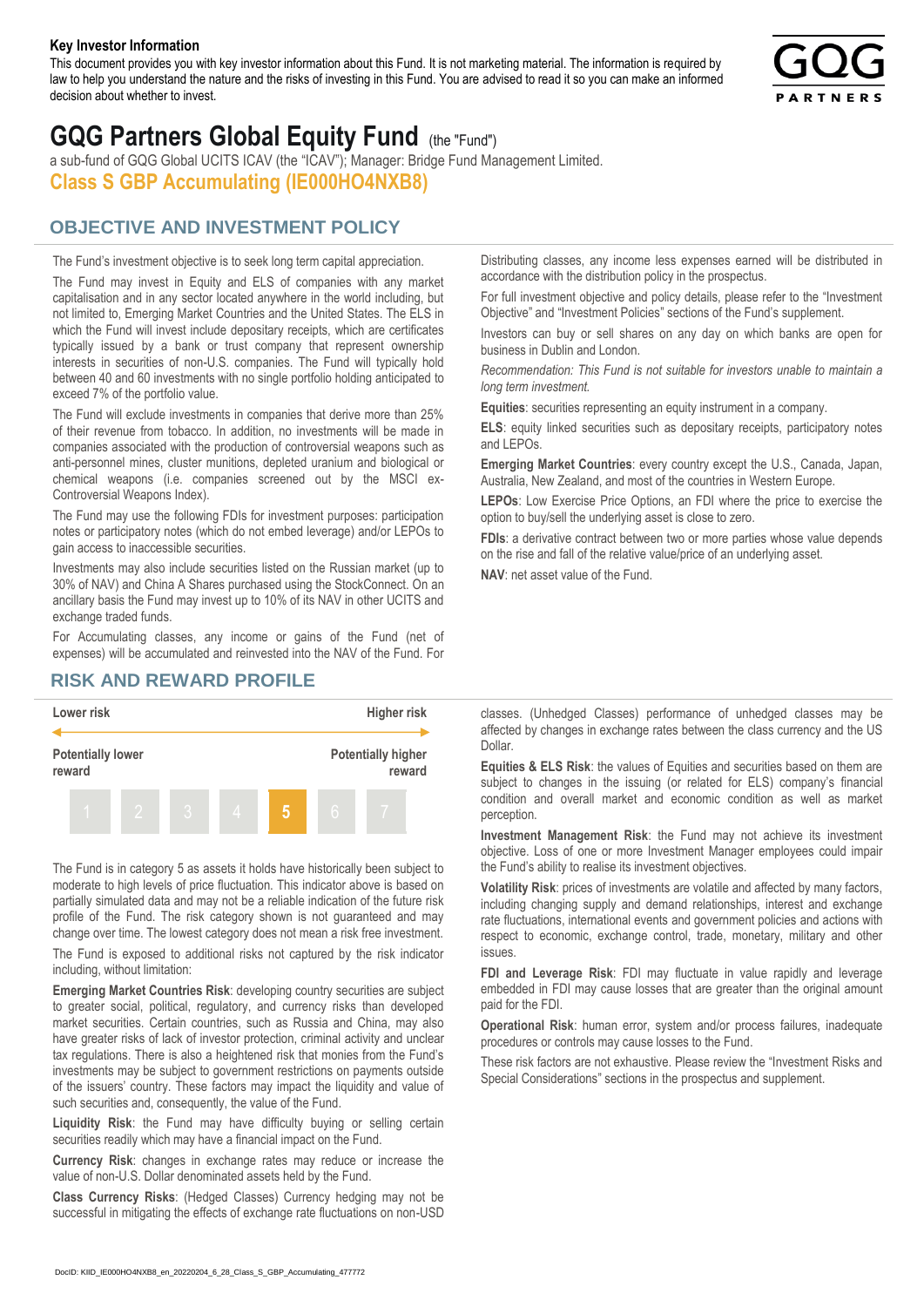**Key Investor Information**

This document provides you with key investor information about this Fund. It is not marketing material. The information is required by law to help you understand the nature and the risks of investing in this Fund. You are advised to read it so you can make an informed decision about whether to invest.

# GQG Partners Global Equity Fund (the "Fund")

a sub-fund of GQG Global UCITS ICAV (the "ICAV"); Manager: Bridge Fund Management Limited.

## Class S GBP Accumulating (IE000HO4NXB8)

## OBJECTIVE AND INVESTMENT POLICY

The Fund's investment objective is to seek long term capital appreciation.

The Fund may invest in Equity and ELS of companies with any market capitalisation and in any sector located anywhere in the world including, but not limited to, Emerging Market Countries and the United States. The ELS in which the Fund will invest include depositary receipts, which are certificates typically issued by a bank or trust company that represent ownership interests in securities of non-U.S. companies. The Fund will typically hold between 40 and 60 investments with no single portfolio holding anticipated to exceed 7% of the portfolio value.

The Fund will exclude investments in companies that derive more than 25% of their revenue from tobacco. In addition, no investments will be made in companies associated with the production of controversial weapons such as anti-personnel mines, cluster munitions, depleted uranium and biological or chemical weapons (i.e. companies screened out by the MSCI ex-Controversial Weapons Index).

The Fund may use the following FDIs for investment purposes: participation notes or participatory notes (which do not embed leverage) and/or LEPOs to gain access to inaccessible securities.

Investments may also include securities listed on the Russian market (up to 30% of NAV) and China A Shares purchased using the StockConnect. On an ancillary basis the Fund may invest up to 10% of its NAV in other UCITS and exchange traded funds.

For Accumulating classes, any income or gains of the Fund (net of expenses) will be accumulated and reinvested into the NAV of the Fund. For Distributing classes, any income less expenses earned will be distributed in accordance with the distribution policy in the prospectus.

For full investment objective and policy details, please refer to the "Investment Objective" and "Investment Policies" sections of the Fund's supplement.

Investors can buy or sell shares on any day on which banks are open for business in Dublin and London.

*Recommendation: This Fund is not suitable for investors unable to maintain a long term investment.*

**Equities**: securities representing an equity instrument in a company.

**ELS**: equity linked securities such as depositary receipts, participatory notes and LEPOs.

**Emerging Market Countries**: every country except the U.S., Canada, Japan, Australia, New Zealand, and most of the countries in Western Europe.

**LEPOs**: Low Exercise Price Options, an FDI where the price to exercise the option to buy/sell the underlying asset is close to zero.

**FDIs**: a derivative contract between two or more parties whose value depends on the rise and fall of the relative value/price of an underlying asset.

**NAV**: net asset value of the Fund.

## RISK AND REWARD PROFILE

| Lower risk | | | | | | Higher risk |
|---|---|---|---|---|---|---|
| Potentially lower reward | | | | | | Potentially higher reward |
| 1 | 2 | 3 | 4 | **5** | 6 | 7 |

The Fund is in category 5 as assets it holds have historically been subject to moderate to high levels of price fluctuation. This indicator above is based on partially simulated data and may not be a reliable indication of the future risk profile of the Fund. The risk category shown is not guaranteed and may change over time. The lowest category does not mean a risk free investment.

The Fund is exposed to additional risks not captured by the risk indicator including, without limitation:

**Emerging Market Countries Risk**: developing country securities are subject to greater social, political, regulatory, and currency risks than developed market securities. Certain countries, such as Russia and China, may also have greater risks of lack of investor protection, criminal activity and unclear tax regulations. There is also a heightened risk that monies from the Fund's investments may be subject to government restrictions on payments outside of the issuers' country. These factors may impact the liquidity and value of such securities and, consequently, the value of the Fund.

**Liquidity Risk**: the Fund may have difficulty buying or selling certain securities readily which may have a financial impact on the Fund.

**Currency Risk**: changes in exchange rates may reduce or increase the value of non-U.S. Dollar denominated assets held by the Fund.

**Class Currency Risks**: (Hedged Classes) Currency hedging may not be successful in mitigating the effects of exchange rate fluctuations on non-USD classes. (Unhedged Classes) performance of unhedged classes may be affected by changes in exchange rates between the class currency and the US Dollar.

**Equities & ELS Risk**: the values of Equities and securities based on them are subject to changes in the issuing (or related for ELS) company's financial condition and overall market and economic condition as well as market perception.

**Investment Management Risk**: the Fund may not achieve its investment objective. Loss of one or more Investment Manager employees could impair the Fund's ability to realise its investment objectives.

**Volatility Risk**: prices of investments are volatile and affected by many factors, including changing supply and demand relationships, interest and exchange rate fluctuations, international events and government policies and actions with respect to economic, exchange control, trade, monetary, military and other issues.

**FDI and Leverage Risk**: FDI may fluctuate in value rapidly and leverage embedded in FDI may cause losses that are greater than the original amount paid for the FDI.

**Operational Risk**: human error, system and/or process failures, inadequate procedures or controls may cause losses to the Fund.

These risk factors are not exhaustive. Please review the "Investment Risks and Special Considerations" sections in the prospectus and supplement.

DocID: KIID_IE000HO4NXB8_en_20220204_6_28_Class_S_GBP_Accumulating_477772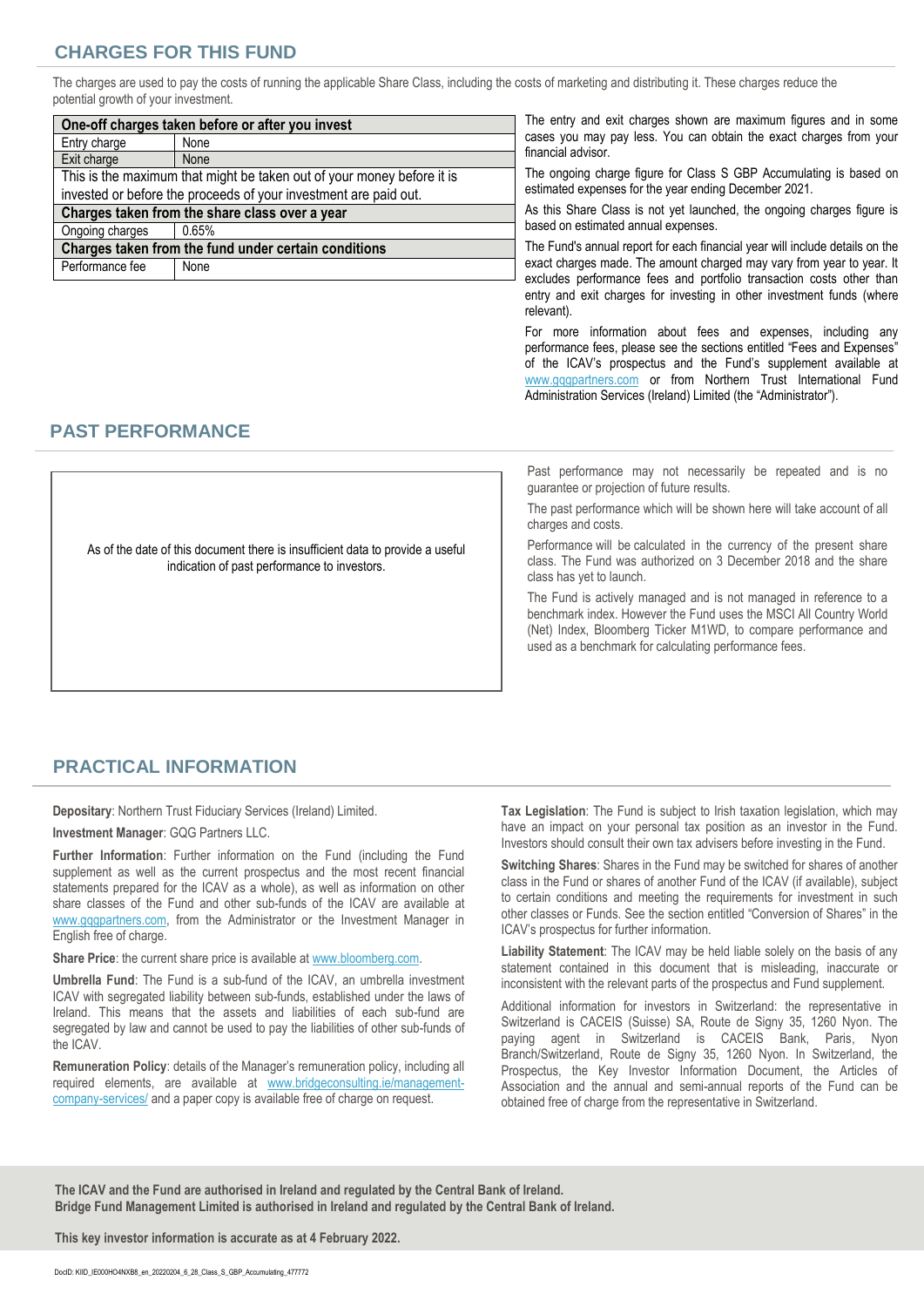## CHARGES FOR THIS FUND

The charges are used to pay the costs of running the applicable Share Class, including the costs of marketing and distributing it. These charges reduce the potential growth of your investment.

| One-off charges taken before or after you invest | |
|---|---|
| Entry charge | None |
| Exit charge | None |
| This is the maximum that might be taken out of your money before it is invested or before the proceeds of your investment are paid out. | |
| **Charges taken from the share class over a year** | |
| Ongoing charges | 0.65% |
| **Charges taken from the fund under certain conditions** | |
| Performance fee | None |

The entry and exit charges shown are maximum figures and in some cases you may pay less. You can obtain the exact charges from your financial advisor.

The ongoing charge figure for Class S GBP Accumulating is based on estimated expenses for the year ending December 2021.

As this Share Class is not yet launched, the ongoing charges figure is based on estimated annual expenses.

The Fund's annual report for each financial year will include details on the exact charges made. The amount charged may vary from year to year. It excludes performance fees and portfolio transaction costs other than entry and exit charges for investing in other investment funds (where relevant).

For more information about fees and expenses, including any performance fees, please see the sections entitled "Fees and Expenses" of the ICAV's prospectus and the Fund's supplement available at www.gqgpartners.com or from Northern Trust International Fund Administration Services (Ireland) Limited (the "Administrator").

## PAST PERFORMANCE

As of the date of this document there is insufficient data to provide a useful indication of past performance to investors.

Past performance may not necessarily be repeated and is no guarantee or projection of future results.

The past performance which will be shown here will take account of all charges and costs.

Performance will be calculated in the currency of the present share class. The Fund was authorized on 3 December 2018 and the share class has yet to launch.

The Fund is actively managed and is not managed in reference to a benchmark index. However the Fund uses the MSCI All Country World (Net) Index, Bloomberg Ticker M1WD, to compare performance and used as a benchmark for calculating performance fees.

## PRACTICAL INFORMATION

**Depositary**: Northern Trust Fiduciary Services (Ireland) Limited.

**Investment Manager**: GQG Partners LLC.

**Further Information**: Further information on the Fund (including the Fund supplement as well as the current prospectus and the most recent financial statements prepared for the ICAV as a whole), as well as information on other share classes of the Fund and other sub-funds of the ICAV are available at www.gqgpartners.com, from the Administrator or the Investment Manager in English free of charge.

**Share Price**: the current share price is available at www.bloomberg.com.

**Umbrella Fund**: The Fund is a sub-fund of the ICAV, an umbrella investment ICAV with segregated liability between sub-funds, established under the laws of Ireland. This means that the assets and liabilities of each sub-fund are segregated by law and cannot be used to pay the liabilities of other sub-funds of the ICAV.

**Remuneration Policy**: details of the Manager's remuneration policy, including all required elements, are available at www.bridgeconsulting.ie/management-company-services/ and a paper copy is available free of charge on request.

**Tax Legislation**: The Fund is subject to Irish taxation legislation, which may have an impact on your personal tax position as an investor in the Fund. Investors should consult their own tax advisers before investing in the Fund.

**Switching Shares**: Shares in the Fund may be switched for shares of another class in the Fund or shares of another Fund of the ICAV (if available), subject to certain conditions and meeting the requirements for investment in such other classes or Funds. See the section entitled "Conversion of Shares" in the ICAV's prospectus for further information.

**Liability Statement**: The ICAV may be held liable solely on the basis of any statement contained in this document that is misleading, inaccurate or inconsistent with the relevant parts of the prospectus and Fund supplement.

Additional information for investors in Switzerland: the representative in Switzerland is CACEIS (Suisse) SA, Route de Signy 35, 1260 Nyon. The paying agent in Switzerland is CACEIS Bank, Paris, Nyon Branch/Switzerland, Route de Signy 35, 1260 Nyon. In Switzerland, the Prospectus, the Key Investor Information Document, the Articles of Association and the annual and semi-annual reports of the Fund can be obtained free of charge from the representative in Switzerland.

**The ICAV and the Fund are authorised in Ireland and regulated by the Central Bank of Ireland.**
**Bridge Fund Management Limited is authorised in Ireland and regulated by the Central Bank of Ireland.**

**This key investor information is accurate as at 4 February 2022.**

DocID: KIID_IE000HO4NXB8_en_20220204_6_28_Class_S_GBP_Accumulating_477772